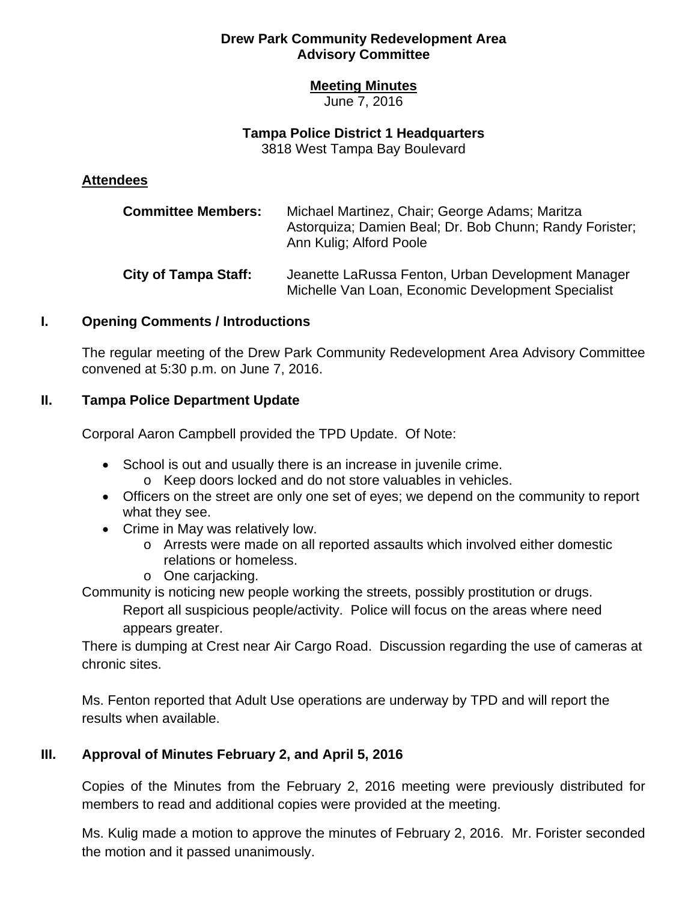**Drew Park Community Redevelopment Area**
**Advisory Committee**

**Meeting Minutes**
June 7, 2016

**Tampa Police District 1 Headquarters**
3818 West Tampa Bay Boulevard

## Attendees

**Committee Members:** Michael Martinez, Chair; George Adams; Maritza Astorquiza; Damien Beal; Dr. Bob Chunn; Randy Forister; Ann Kulig; Alford Poole

**City of Tampa Staff:** Jeanette LaRussa Fenton, Urban Development Manager
Michelle Van Loan, Economic Development Specialist

## I. Opening Comments / Introductions

The regular meeting of the Drew Park Community Redevelopment Area Advisory Committee convened at 5:30 p.m. on June 7, 2016.

## II. Tampa Police Department Update

Corporal Aaron Campbell provided the TPD Update. Of Note:

- School is out and usually there is an increase in juvenile crime.
  - Keep doors locked and do not store valuables in vehicles.
- Officers on the street are only one set of eyes; we depend on the community to report what they see.
- Crime in May was relatively low.
  - Arrests were made on all reported assaults which involved either domestic relations or homeless.
  - One carjacking.

Community is noticing new people working the streets, possibly prostitution or drugs.
Report all suspicious people/activity. Police will focus on the areas where need appears greater.

There is dumping at Crest near Air Cargo Road. Discussion regarding the use of cameras at chronic sites.

Ms. Fenton reported that Adult Use operations are underway by TPD and will report the results when available.

## III. Approval of Minutes February 2, and April 5, 2016

Copies of the Minutes from the February 2, 2016 meeting were previously distributed for members to read and additional copies were provided at the meeting.

Ms. Kulig made a motion to approve the minutes of February 2, 2016. Mr. Forister seconded the motion and it passed unanimously.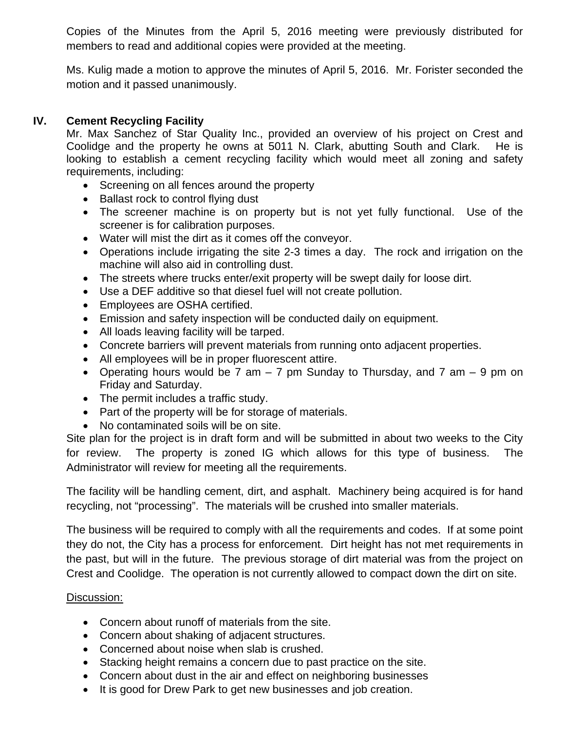Copies of the Minutes from the April 5, 2016 meeting were previously distributed for members to read and additional copies were provided at the meeting.

Ms. Kulig made a motion to approve the minutes of April 5, 2016. Mr. Forister seconded the motion and it passed unanimously.

## IV. Cement Recycling Facility

Mr. Max Sanchez of Star Quality Inc., provided an overview of his project on Crest and Coolidge and the property he owns at 5011 N. Clark, abutting South and Clark. He is looking to establish a cement recycling facility which would meet all zoning and safety requirements, including:

- Screening on all fences around the property
- Ballast rock to control flying dust
- The screener machine is on property but is not yet fully functional. Use of the screener is for calibration purposes.
- Water will mist the dirt as it comes off the conveyor.
- Operations include irrigating the site 2-3 times a day. The rock and irrigation on the machine will also aid in controlling dust.
- The streets where trucks enter/exit property will be swept daily for loose dirt.
- Use a DEF additive so that diesel fuel will not create pollution.
- Employees are OSHA certified.
- Emission and safety inspection will be conducted daily on equipment.
- All loads leaving facility will be tarped.
- Concrete barriers will prevent materials from running onto adjacent properties.
- All employees will be in proper fluorescent attire.
- Operating hours would be 7 am – 7 pm Sunday to Thursday, and 7 am – 9 pm on Friday and Saturday.
- The permit includes a traffic study.
- Part of the property will be for storage of materials.
- No contaminated soils will be on site.

Site plan for the project is in draft form and will be submitted in about two weeks to the City for review. The property is zoned IG which allows for this type of business. The Administrator will review for meeting all the requirements.

The facility will be handling cement, dirt, and asphalt. Machinery being acquired is for hand recycling, not "processing". The materials will be crushed into smaller materials.

The business will be required to comply with all the requirements and codes. If at some point they do not, the City has a process for enforcement. Dirt height has not met requirements in the past, but will in the future. The previous storage of dirt material was from the project on Crest and Coolidge. The operation is not currently allowed to compact down the dirt on site.

Discussion:

- Concern about runoff of materials from the site.
- Concern about shaking of adjacent structures.
- Concerned about noise when slab is crushed.
- Stacking height remains a concern due to past practice on the site.
- Concern about dust in the air and effect on neighboring businesses
- It is good for Drew Park to get new businesses and job creation.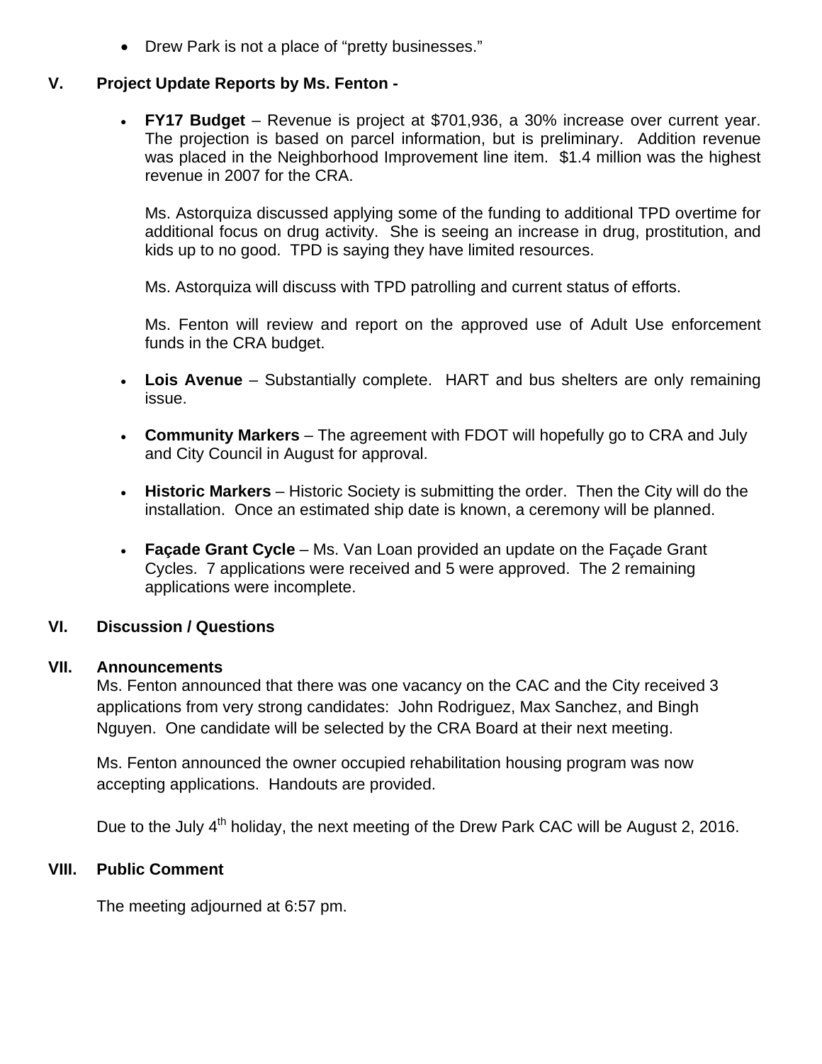- Drew Park is not a place of "pretty businesses."

## V. Project Update Reports by Ms. Fenton -

- **FY17 Budget** – Revenue is project at $701,936, a 30% increase over current year. The projection is based on parcel information, but is preliminary. Addition revenue was placed in the Neighborhood Improvement line item. $1.4 million was the highest revenue in 2007 for the CRA.

  Ms. Astorquiza discussed applying some of the funding to additional TPD overtime for additional focus on drug activity. She is seeing an increase in drug, prostitution, and kids up to no good. TPD is saying they have limited resources.

  Ms. Astorquiza will discuss with TPD patrolling and current status of efforts.

  Ms. Fenton will review and report on the approved use of Adult Use enforcement funds in the CRA budget.

- **Lois Avenue** – Substantially complete. HART and bus shelters are only remaining issue.

- **Community Markers** – The agreement with FDOT will hopefully go to CRA and July and City Council in August for approval.

- **Historic Markers** – Historic Society is submitting the order. Then the City will do the installation. Once an estimated ship date is known, a ceremony will be planned.

- **Façade Grant Cycle** – Ms. Van Loan provided an update on the Façade Grant Cycles. 7 applications were received and 5 were approved. The 2 remaining applications were incomplete.

## VI. Discussion / Questions

## VII. Announcements

Ms. Fenton announced that there was one vacancy on the CAC and the City received 3 applications from very strong candidates: John Rodriguez, Max Sanchez, and Bingh Nguyen. One candidate will be selected by the CRA Board at their next meeting.

Ms. Fenton announced the owner occupied rehabilitation housing program was now accepting applications. Handouts are provided.

Due to the July 4th holiday, the next meeting of the Drew Park CAC will be August 2, 2016.

## VIII. Public Comment

The meeting adjourned at 6:57 pm.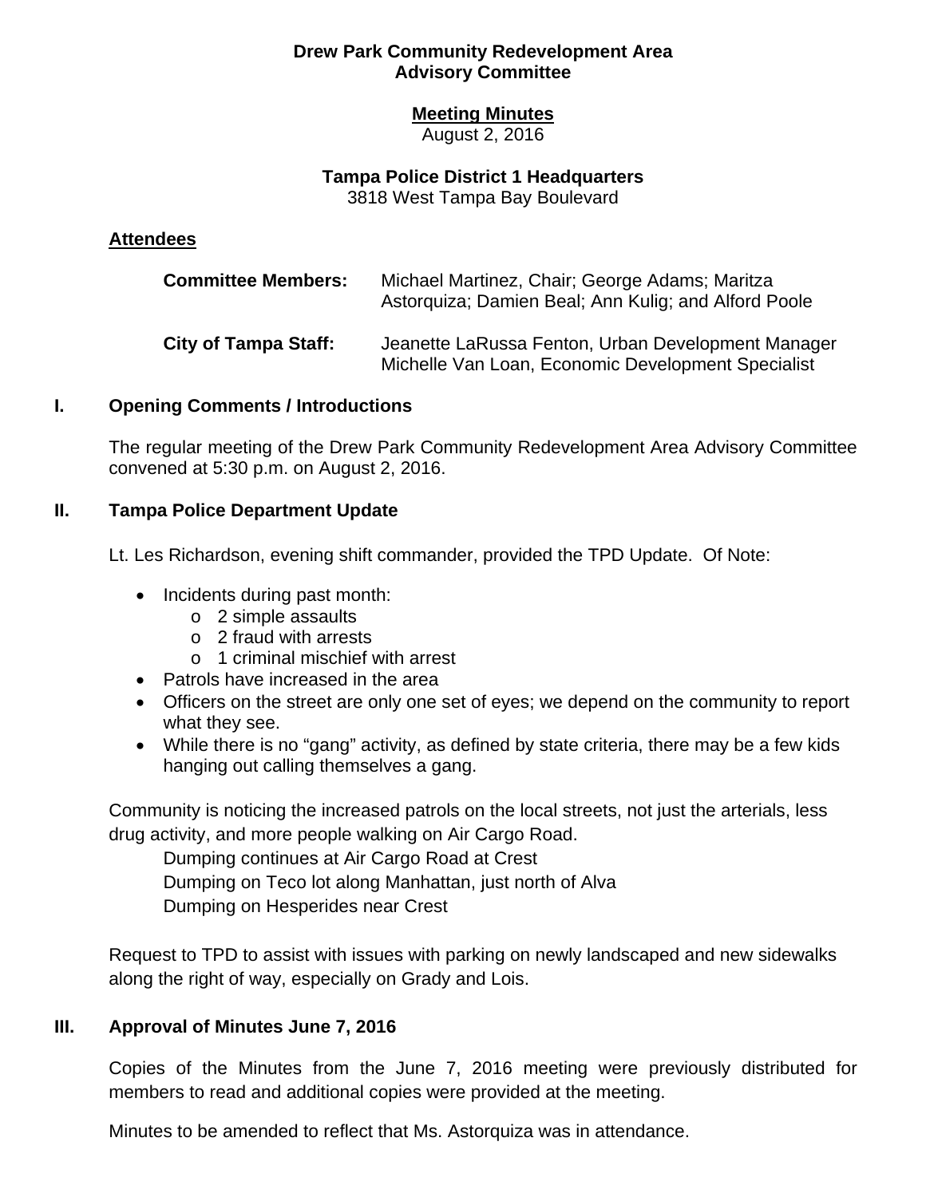**Drew Park Community Redevelopment Area**
**Advisory Committee**

**Meeting Minutes**
August 2, 2016

**Tampa Police District 1 Headquarters**
3818 West Tampa Bay Boulevard

**Attendees**

**Committee Members:** Michael Martinez, Chair; George Adams; Maritza Astorquiza; Damien Beal; Ann Kulig; and Alford Poole

**City of Tampa Staff:** Jeanette LaRussa Fenton, Urban Development Manager
Michelle Van Loan, Economic Development Specialist

## I. Opening Comments / Introductions

The regular meeting of the Drew Park Community Redevelopment Area Advisory Committee convened at 5:30 p.m. on August 2, 2016.

## II. Tampa Police Department Update

Lt. Les Richardson, evening shift commander, provided the TPD Update. Of Note:

- Incidents during past month:
  - 2 simple assaults
  - 2 fraud with arrests
  - 1 criminal mischief with arrest
- Patrols have increased in the area
- Officers on the street are only one set of eyes; we depend on the community to report what they see.
- While there is no "gang" activity, as defined by state criteria, there may be a few kids hanging out calling themselves a gang.

Community is noticing the increased patrols on the local streets, not just the arterials, less drug activity, and more people walking on Air Cargo Road.

Dumping continues at Air Cargo Road at Crest
Dumping on Teco lot along Manhattan, just north of Alva
Dumping on Hesperides near Crest

Request to TPD to assist with issues with parking on newly landscaped and new sidewalks along the right of way, especially on Grady and Lois.

## III. Approval of Minutes June 7, 2016

Copies of the Minutes from the June 7, 2016 meeting were previously distributed for members to read and additional copies were provided at the meeting.

Minutes to be amended to reflect that Ms. Astorquiza was in attendance.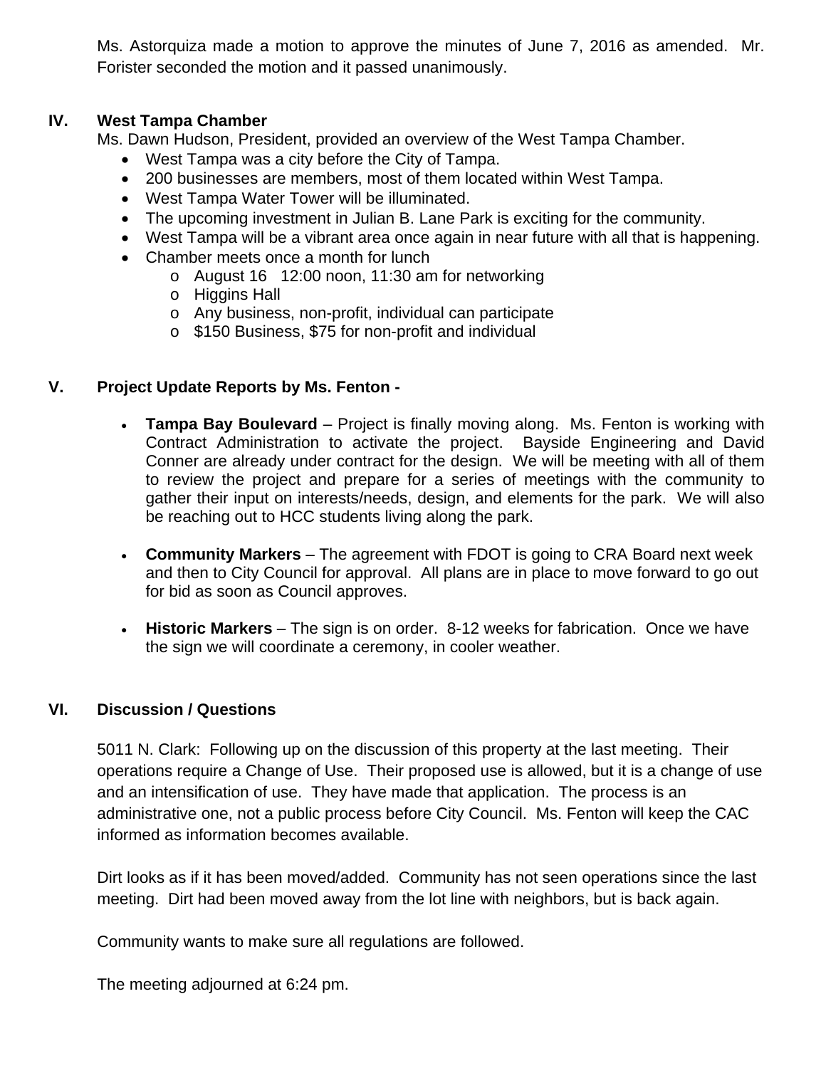Ms. Astorquiza made a motion to approve the minutes of June 7, 2016 as amended. Mr. Forister seconded the motion and it passed unanimously.

## IV. West Tampa Chamber

Ms. Dawn Hudson, President, provided an overview of the West Tampa Chamber.

- West Tampa was a city before the City of Tampa.
- 200 businesses are members, most of them located within West Tampa.
- West Tampa Water Tower will be illuminated.
- The upcoming investment in Julian B. Lane Park is exciting for the community.
- West Tampa will be a vibrant area once again in near future with all that is happening.
- Chamber meets once a month for lunch
  - August 16 12:00 noon, 11:30 am for networking
  - Higgins Hall
  - Any business, non-profit, individual can participate
  - $150 Business, $75 for non-profit and individual

## V. Project Update Reports by Ms. Fenton -

- **Tampa Bay Boulevard** – Project is finally moving along. Ms. Fenton is working with Contract Administration to activate the project. Bayside Engineering and David Conner are already under contract for the design. We will be meeting with all of them to review the project and prepare for a series of meetings with the community to gather their input on interests/needs, design, and elements for the park. We will also be reaching out to HCC students living along the park.

- **Community Markers** – The agreement with FDOT is going to CRA Board next week and then to City Council for approval. All plans are in place to move forward to go out for bid as soon as Council approves.

- **Historic Markers** – The sign is on order. 8-12 weeks for fabrication. Once we have the sign we will coordinate a ceremony, in cooler weather.

## VI. Discussion / Questions

5011 N. Clark: Following up on the discussion of this property at the last meeting. Their operations require a Change of Use. Their proposed use is allowed, but it is a change of use and an intensification of use. They have made that application. The process is an administrative one, not a public process before City Council. Ms. Fenton will keep the CAC informed as information becomes available.

Dirt looks as if it has been moved/added. Community has not seen operations since the last meeting. Dirt had been moved away from the lot line with neighbors, but is back again.

Community wants to make sure all regulations are followed.

The meeting adjourned at 6:24 pm.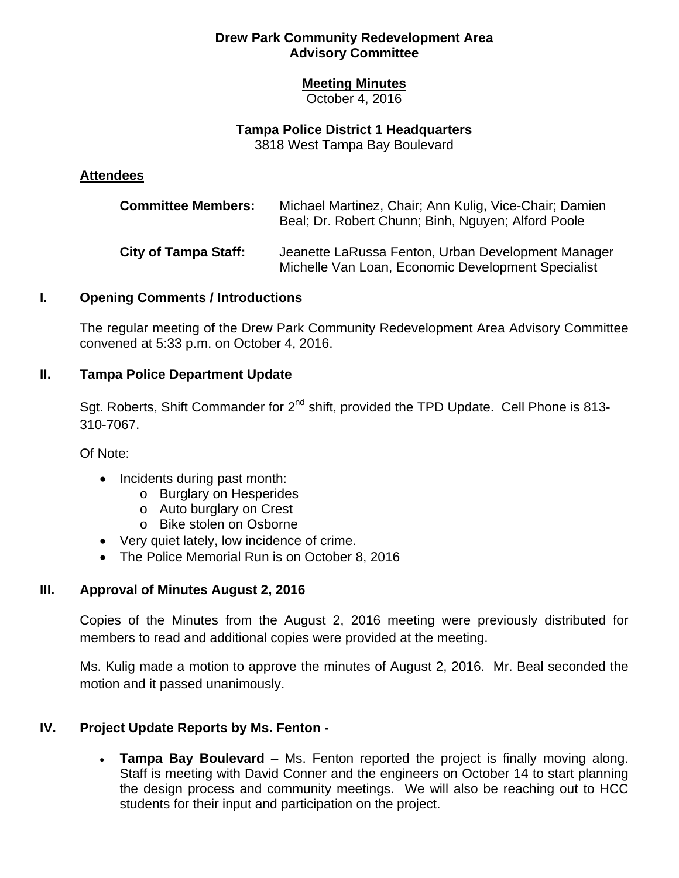**Drew Park Community Redevelopment Area**
**Advisory Committee**

**Meeting Minutes**
October 4, 2016

**Tampa Police District 1 Headquarters**
3818 West Tampa Bay Boulevard

## Attendees

| | |
|---|---|
| **Committee Members:** | Michael Martinez, Chair; Ann Kulig, Vice-Chair; Damien Beal; Dr. Robert Chunn; Binh, Nguyen; Alford Poole |
| **City of Tampa Staff:** | Jeanette LaRussa Fenton, Urban Development Manager<br>Michelle Van Loan, Economic Development Specialist |

## I. Opening Comments / Introductions

The regular meeting of the Drew Park Community Redevelopment Area Advisory Committee convened at 5:33 p.m. on October 4, 2016.

## II. Tampa Police Department Update

Sgt. Roberts, Shift Commander for 2nd shift, provided the TPD Update. Cell Phone is 813-310-7067.

Of Note:

- Incidents during past month:
  - Burglary on Hesperides
  - Auto burglary on Crest
  - Bike stolen on Osborne
- Very quiet lately, low incidence of crime.
- The Police Memorial Run is on October 8, 2016

## III. Approval of Minutes August 2, 2016

Copies of the Minutes from the August 2, 2016 meeting were previously distributed for members to read and additional copies were provided at the meeting.

Ms. Kulig made a motion to approve the minutes of August 2, 2016. Mr. Beal seconded the motion and it passed unanimously.

## IV. Project Update Reports by Ms. Fenton -

- **Tampa Bay Boulevard** – Ms. Fenton reported the project is finally moving along. Staff is meeting with David Conner and the engineers on October 14 to start planning the design process and community meetings. We will also be reaching out to HCC students for their input and participation on the project.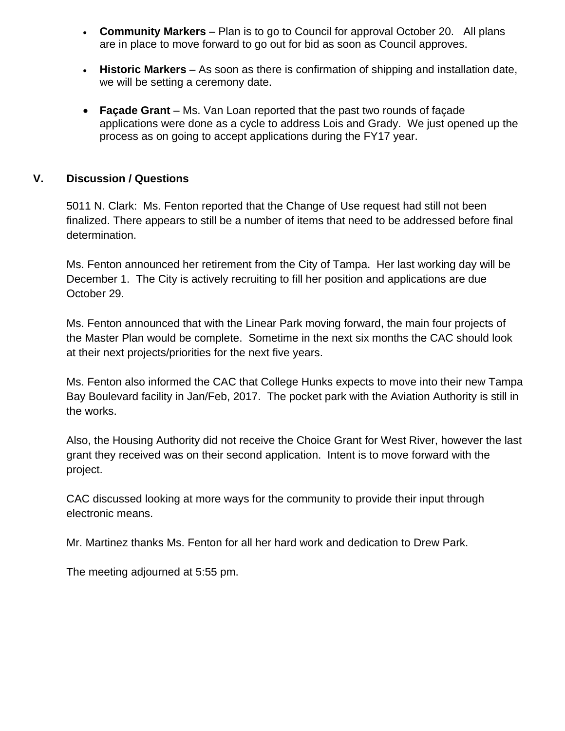- **Community Markers** – Plan is to go to Council for approval October 20. All plans are in place to move forward to go out for bid as soon as Council approves.

- **Historic Markers** – As soon as there is confirmation of shipping and installation date, we will be setting a ceremony date.

- **Façade Grant** – Ms. Van Loan reported that the past two rounds of façade applications were done as a cycle to address Lois and Grady. We just opened up the process as on going to accept applications during the FY17 year.

## V. Discussion / Questions

5011 N. Clark: Ms. Fenton reported that the Change of Use request had still not been finalized. There appears to still be a number of items that need to be addressed before final determination.

Ms. Fenton announced her retirement from the City of Tampa. Her last working day will be December 1. The City is actively recruiting to fill her position and applications are due October 29.

Ms. Fenton announced that with the Linear Park moving forward, the main four projects of the Master Plan would be complete. Sometime in the next six months the CAC should look at their next projects/priorities for the next five years.

Ms. Fenton also informed the CAC that College Hunks expects to move into their new Tampa Bay Boulevard facility in Jan/Feb, 2017. The pocket park with the Aviation Authority is still in the works.

Also, the Housing Authority did not receive the Choice Grant for West River, however the last grant they received was on their second application. Intent is to move forward with the project.

CAC discussed looking at more ways for the community to provide their input through electronic means.

Mr. Martinez thanks Ms. Fenton for all her hard work and dedication to Drew Park.

The meeting adjourned at 5:55 pm.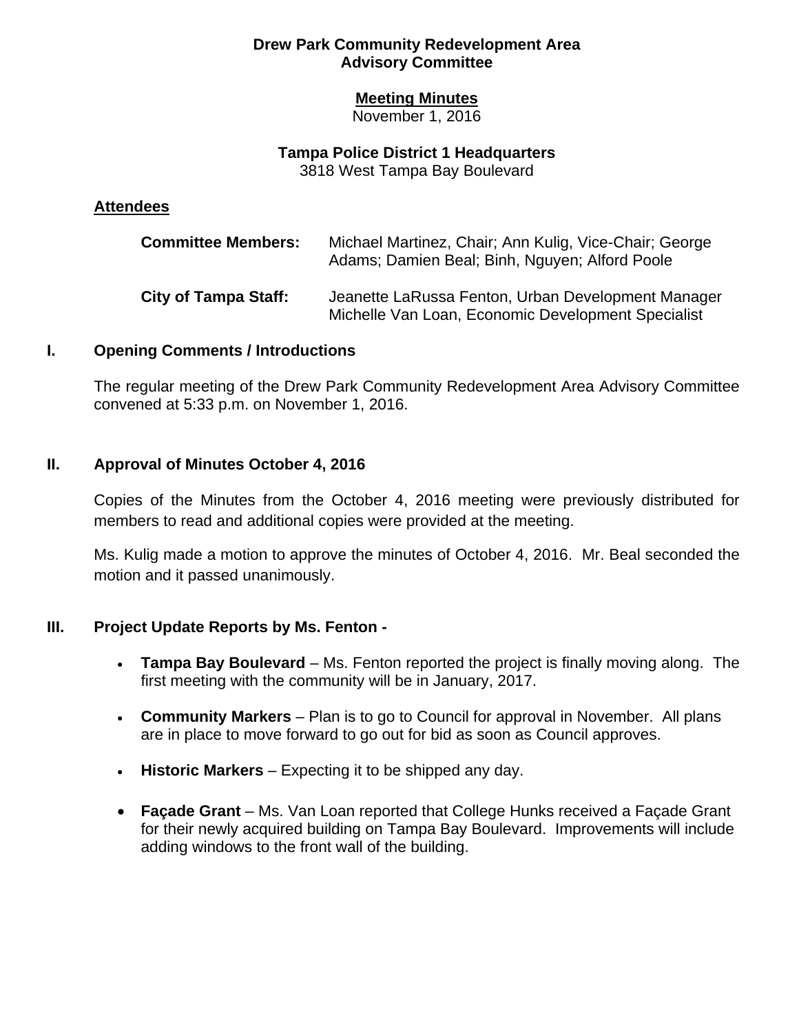**Drew Park Community Redevelopment Area**
**Advisory Committee**

**Meeting Minutes**
November 1, 2016

**Tampa Police District 1 Headquarters**
3818 West Tampa Bay Boulevard

## Attendees

**Committee Members:** Michael Martinez, Chair; Ann Kulig, Vice-Chair; George Adams; Damien Beal; Binh, Nguyen; Alford Poole

**City of Tampa Staff:** Jeanette LaRussa Fenton, Urban Development Manager
Michelle Van Loan, Economic Development Specialist

## I. Opening Comments / Introductions

The regular meeting of the Drew Park Community Redevelopment Area Advisory Committee convened at 5:33 p.m. on November 1, 2016.

## II. Approval of Minutes October 4, 2016

Copies of the Minutes from the October 4, 2016 meeting were previously distributed for members to read and additional copies were provided at the meeting.

Ms. Kulig made a motion to approve the minutes of October 4, 2016. Mr. Beal seconded the motion and it passed unanimously.

## III. Project Update Reports by Ms. Fenton -

- **Tampa Bay Boulevard** – Ms. Fenton reported the project is finally moving along. The first meeting with the community will be in January, 2017.
- **Community Markers** – Plan is to go to Council for approval in November. All plans are in place to move forward to go out for bid as soon as Council approves.
- **Historic Markers** – Expecting it to be shipped any day.
- **Façade Grant** – Ms. Van Loan reported that College Hunks received a Façade Grant for their newly acquired building on Tampa Bay Boulevard. Improvements will include adding windows to the front wall of the building.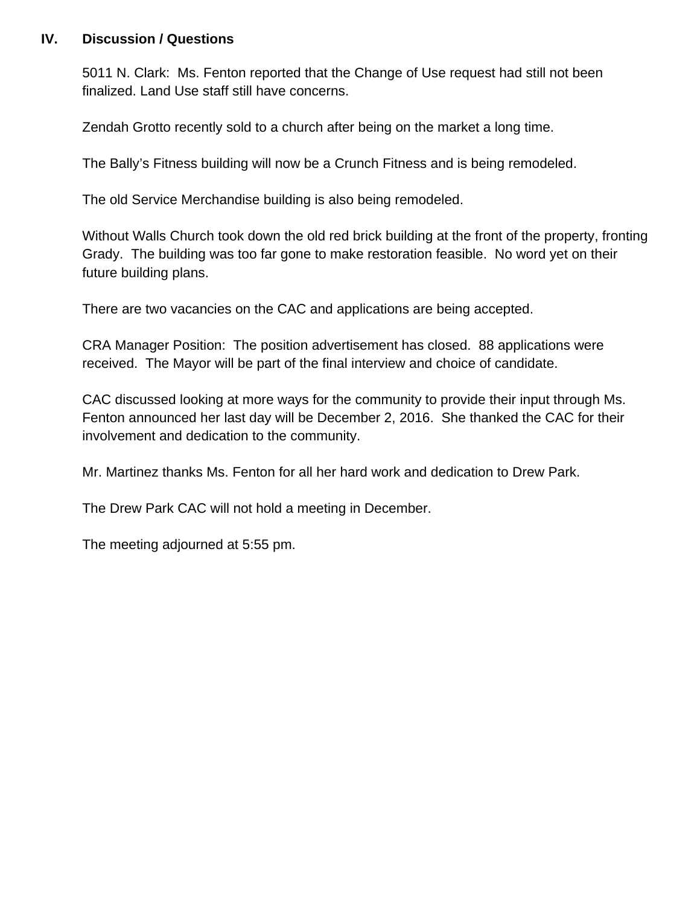## IV. Discussion / Questions

5011 N. Clark: Ms. Fenton reported that the Change of Use request had still not been finalized. Land Use staff still have concerns.

Zendah Grotto recently sold to a church after being on the market a long time.

The Bally's Fitness building will now be a Crunch Fitness and is being remodeled.

The old Service Merchandise building is also being remodeled.

Without Walls Church took down the old red brick building at the front of the property, fronting Grady. The building was too far gone to make restoration feasible. No word yet on their future building plans.

There are two vacancies on the CAC and applications are being accepted.

CRA Manager Position: The position advertisement has closed. 88 applications were received. The Mayor will be part of the final interview and choice of candidate.

CAC discussed looking at more ways for the community to provide their input through Ms. Fenton announced her last day will be December 2, 2016. She thanked the CAC for their involvement and dedication to the community.

Mr. Martinez thanks Ms. Fenton for all her hard work and dedication to Drew Park.

The Drew Park CAC will not hold a meeting in December.

The meeting adjourned at 5:55 pm.